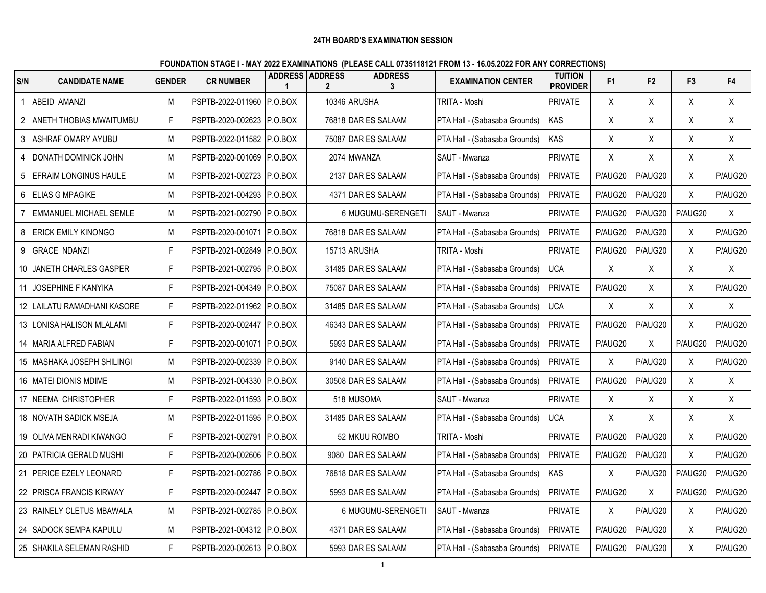**24TH BOARD'S EXAMINATION SESSION**

**FOUNDATION STAGE I - MAY 2022 EXAMINATIONS (PLEASE CALL 0735118121 FROM 13 - 16.05.2022 FOR ANY CORRECTIONS)**

| S/N | CANDIDATE NAME | GENDER | CR NUMBER | ADDRESS 1 | ADDRESS 2 | ADDRESS 3 | EXAMINATION CENTER | TUITION PROVIDER | F1 | F2 | F3 | F4 |
|---|---|---|---|---|---|---|---|---|---|---|---|---|
| 1 | ABEID AMANZI | M | PSPTB-2022-011960 | P.O.BOX | 10346 | ARUSHA | TRITA - Moshi | PRIVATE | X | X | X | X |
| 2 | ANETH THOBIAS MWAITUMBU | F | PSPTB-2020-002623 | P.O.BOX | 76818 | DAR ES SALAAM | PTA Hall - (Sabasaba Grounds) | KAS | X | X | X | X |
| 3 | ASHRAF OMARY AYUBU | M | PSPTB-2022-011582 | P.O.BOX | 75087 | DAR ES SALAAM | PTA Hall - (Sabasaba Grounds) | KAS | X | X | X | X |
| 4 | DONATH DOMINICK JOHN | M | PSPTB-2020-001069 | P.O.BOX | 2074 | MWANZA | SAUT - Mwanza | PRIVATE | X | X | X | X |
| 5 | EFRAIM LONGINUS HAULE | M | PSPTB-2021-002723 | P.O.BOX | 2137 | DAR ES SALAAM | PTA Hall - (Sabasaba Grounds) | PRIVATE | P/AUG20 | P/AUG20 | X | P/AUG20 |
| 6 | ELIAS G MPAGIKE | M | PSPTB-2021-004293 | P.O.BOX | 4371 | DAR ES SALAAM | PTA Hall - (Sabasaba Grounds) | PRIVATE | P/AUG20 | P/AUG20 | X | P/AUG20 |
| 7 | EMMANUEL MICHAEL SEMLE | M | PSPTB-2021-002790 | P.O.BOX | 6 | MUGUMU-SERENGETI | SAUT - Mwanza | PRIVATE | P/AUG20 | P/AUG20 | P/AUG20 | X |
| 8 | ERICK EMILY KINONGO | M | PSPTB-2020-001071 | P.O.BOX | 76818 | DAR ES SALAAM | PTA Hall - (Sabasaba Grounds) | PRIVATE | P/AUG20 | P/AUG20 | X | P/AUG20 |
| 9 | GRACE NDANZI | F | PSPTB-2021-002849 | P.O.BOX | 15713 | ARUSHA | TRITA - Moshi | PRIVATE | P/AUG20 | P/AUG20 | X | P/AUG20 |
| 10 | JANETH CHARLES GASPER | F | PSPTB-2021-002795 | P.O.BOX | 31485 | DAR ES SALAAM | PTA Hall - (Sabasaba Grounds) | UCA | X | X | X | X |
| 11 | JOSEPHINE F KANYIKA | F | PSPTB-2021-004349 | P.O.BOX | 75087 | DAR ES SALAAM | PTA Hall - (Sabasaba Grounds) | PRIVATE | P/AUG20 | X | X | P/AUG20 |
| 12 | LAILATU RAMADHANI KASORE | F | PSPTB-2022-011962 | P.O.BOX | 31485 | DAR ES SALAAM | PTA Hall - (Sabasaba Grounds) | UCA | X | X | X | X |
| 13 | LONISA HALISON MLALAMI | F | PSPTB-2020-002447 | P.O.BOX | 46343 | DAR ES SALAAM | PTA Hall - (Sabasaba Grounds) | PRIVATE | P/AUG20 | P/AUG20 | X | P/AUG20 |
| 14 | MARIA ALFRED FABIAN | F | PSPTB-2020-001071 | P.O.BOX | 5993 | DAR ES SALAAM | PTA Hall - (Sabasaba Grounds) | PRIVATE | P/AUG20 | X | P/AUG20 | P/AUG20 |
| 15 | MASHAKA JOSEPH SHILINGI | M | PSPTB-2020-002339 | P.O.BOX | 9140 | DAR ES SALAAM | PTA Hall - (Sabasaba Grounds) | PRIVATE | X | P/AUG20 | X | P/AUG20 |
| 16 | MATEI DIONIS MDIME | M | PSPTB-2021-004330 | P.O.BOX | 30508 | DAR ES SALAAM | PTA Hall - (Sabasaba Grounds) | PRIVATE | P/AUG20 | P/AUG20 | X | X |
| 17 | NEEMA CHRISTOPHER | F | PSPTB-2022-011593 | P.O.BOX | 518 | MUSOMA | SAUT - Mwanza | PRIVATE | X | X | X | X |
| 18 | NOVATH SADICK MSEJA | M | PSPTB-2022-011595 | P.O.BOX | 31485 | DAR ES SALAAM | PTA Hall - (Sabasaba Grounds) | UCA | X | X | X | X |
| 19 | OLIVA MENRADI KIWANGO | F | PSPTB-2021-002791 | P.O.BOX | 52 | MKUU ROMBO | TRITA - Moshi | PRIVATE | P/AUG20 | P/AUG20 | X | P/AUG20 |
| 20 | PATRICIA GERALD MUSHI | F | PSPTB-2020-002606 | P.O.BOX | 9080 | DAR ES SALAAM | PTA Hall - (Sabasaba Grounds) | PRIVATE | P/AUG20 | P/AUG20 | X | P/AUG20 |
| 21 | PERICE EZELY LEONARD | F | PSPTB-2021-002786 | P.O.BOX | 76818 | DAR ES SALAAM | PTA Hall - (Sabasaba Grounds) | KAS | X | P/AUG20 | P/AUG20 | P/AUG20 |
| 22 | PRISCA FRANCIS KIRWAY | F | PSPTB-2020-002447 | P.O.BOX | 5993 | DAR ES SALAAM | PTA Hall - (Sabasaba Grounds) | PRIVATE | P/AUG20 | X | P/AUG20 | P/AUG20 |
| 23 | RAINELY CLETUS MBAWALA | M | PSPTB-2021-002785 | P.O.BOX | 6 | MUGUMU-SERENGETI | SAUT - Mwanza | PRIVATE | X | P/AUG20 | X | P/AUG20 |
| 24 | SADOCK SEMPA KAPULU | M | PSPTB-2021-004312 | P.O.BOX | 4371 | DAR ES SALAAM | PTA Hall - (Sabasaba Grounds) | PRIVATE | P/AUG20 | P/AUG20 | X | P/AUG20 |
| 25 | SHAKILA SELEMAN RASHID | F | PSPTB-2020-002613 | P.O.BOX | 5993 | DAR ES SALAAM | PTA Hall - (Sabasaba Grounds) | PRIVATE | P/AUG20 | P/AUG20 | X | P/AUG20 |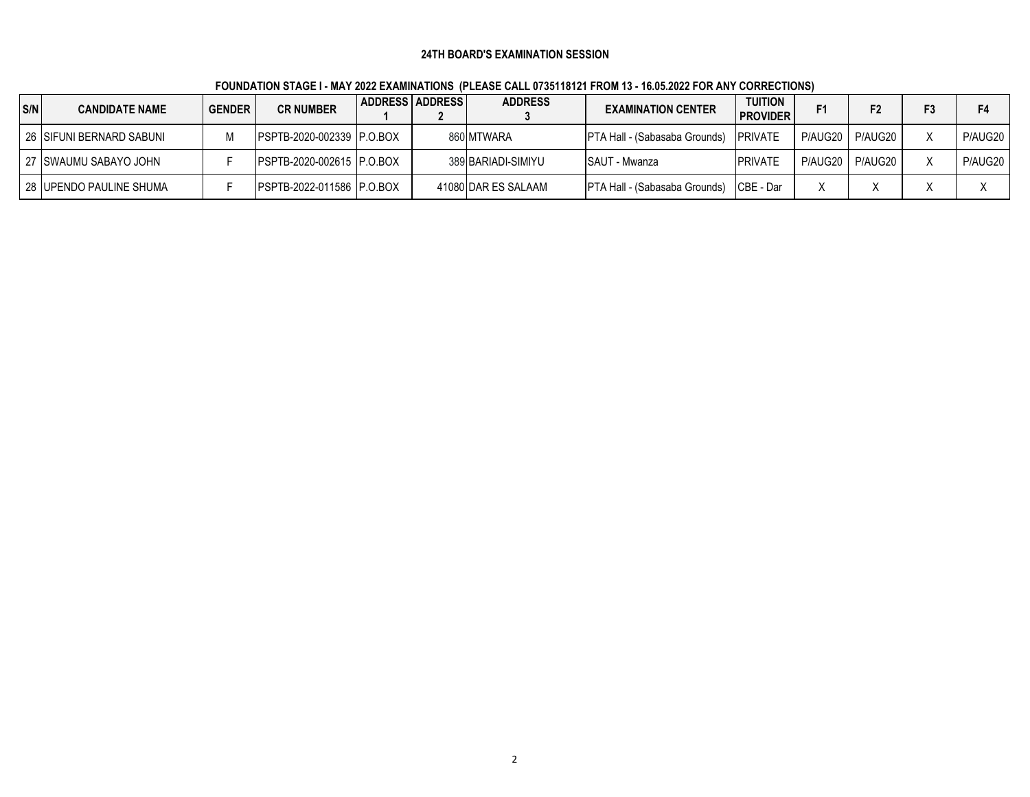**24TH BOARD'S EXAMINATION SESSION**

**FOUNDATION STAGE I - MAY 2022 EXAMINATIONS (PLEASE CALL 0735118121 FROM 13 - 16.05.2022 FOR ANY CORRECTIONS)**

| S/N | CANDIDATE NAME | GENDER | CR NUMBER | ADDRESS 1 | ADDRESS 2 | ADDRESS 3 | EXAMINATION CENTER | TUITION PROVIDER | F1 | F2 | F3 | F4 |
|---|---|---|---|---|---|---|---|---|---|---|---|---|
| 26 | SIFUNI BERNARD SABUNI | M | PSPTB-2020-002339 | P.O.BOX | 860 | MTWARA | PTA Hall - (Sabasaba Grounds) | PRIVATE | P/AUG20 | P/AUG20 | X | P/AUG20 |
| 27 | SWAUMU SABAYO JOHN | F | PSPTB-2020-002615 | P.O.BOX | 389 | BARIADI-SIMIYU | SAUT - Mwanza | PRIVATE | P/AUG20 | P/AUG20 | X | P/AUG20 |
| 28 | UPENDO PAULINE SHUMA | F | PSPTB-2022-011586 | P.O.BOX | 41080 | DAR ES SALAAM | PTA Hall - (Sabasaba Grounds) | CBE - Dar | X | X | X | X |